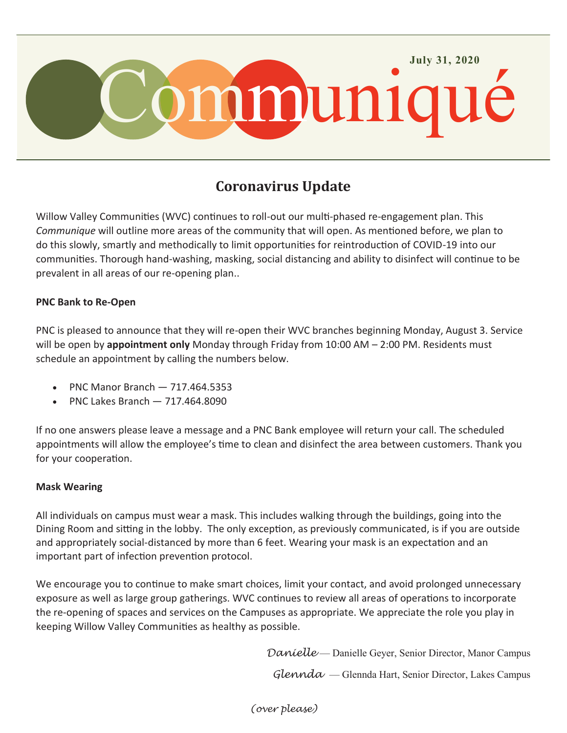July 31, 2020

# Communiqué

## Coronavirus Update

Willow Valley Communities (WVC) continues to roll-out our multi-phased re-engagement plan. This *Communique* will outline more areas of the community that will open. As mentioned before, we plan to do this slowly, smartly and methodically to limit opportunities for reintroduction of COVID-19 into our communities. Thorough hand-washing, masking, social distancing and ability to disinfect will continue to be prevalent in all areas of our re-opening plan..

**PNC Bank to Re-Open**

PNC is pleased to announce that they will re-open their WVC branches beginning Monday, August 3. Service will be open by **appointment only** Monday through Friday from 10:00 AM – 2:00 PM. Residents must schedule an appointment by calling the numbers below.

- PNC Manor Branch — 717.464.5353
- PNC Lakes Branch — 717.464.8090

If no one answers please leave a message and a PNC Bank employee will return your call. The scheduled appointments will allow the employee's time to clean and disinfect the area between customers. Thank you for your cooperation.

**Mask Wearing**

All individuals on campus must wear a mask. This includes walking through the buildings, going into the Dining Room and sitting in the lobby. The only exception, as previously communicated, is if you are outside and appropriately social-distanced by more than 6 feet. Wearing your mask is an expectation and an important part of infection prevention protocol.

We encourage you to continue to make smart choices, limit your contact, and avoid prolonged unnecessary exposure as well as large group gatherings. WVC continues to review all areas of operations to incorporate the re-opening of spaces and services on the Campuses as appropriate. We appreciate the role you play in keeping Willow Valley Communities as healthy as possible.

*Danielle* — Danielle Geyer, Senior Director, Manor Campus

*Glennda* — Glennda Hart, Senior Director, Lakes Campus

*(over please)*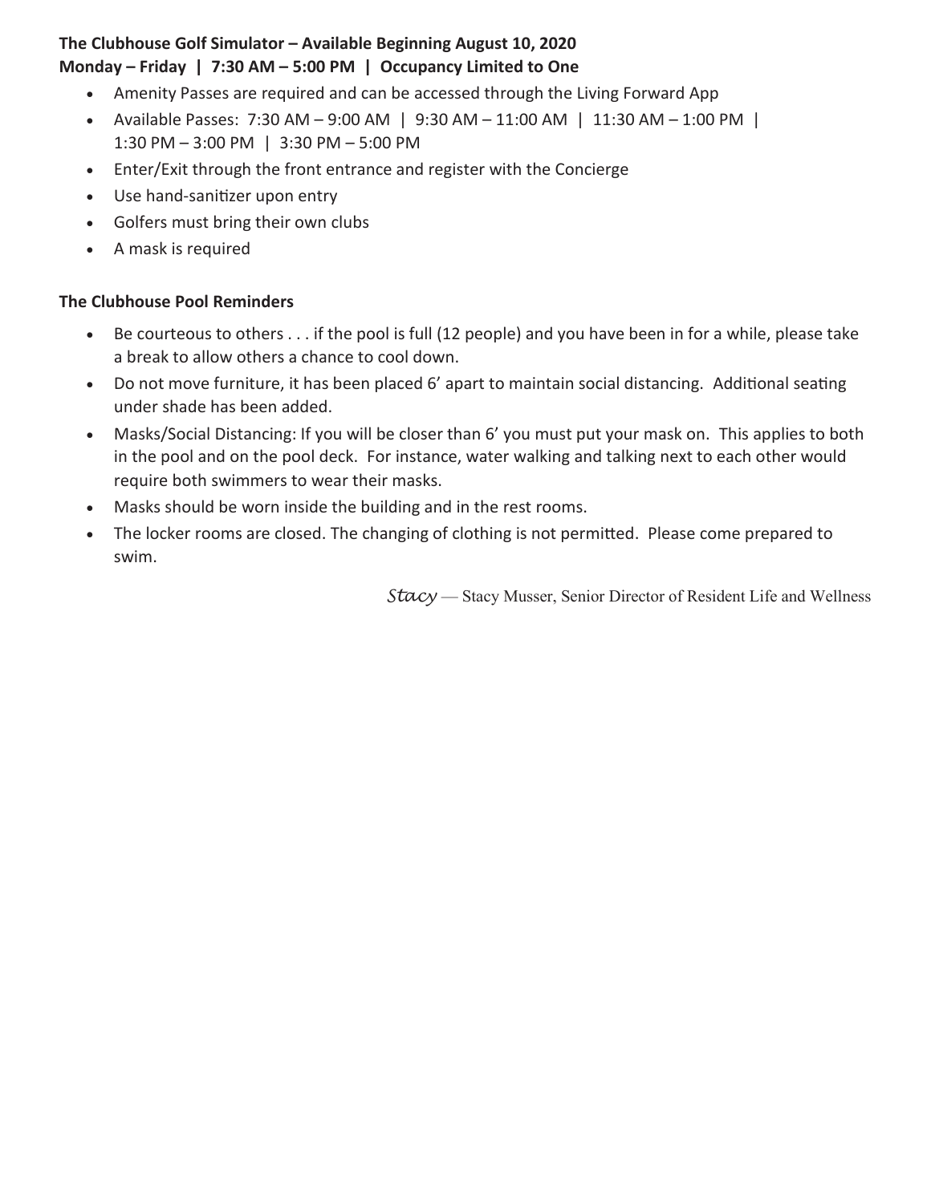**The Clubhouse Golf Simulator – Available Beginning August 10, 2020**
**Monday – Friday | 7:30 AM – 5:00 PM | Occupancy Limited to One**

- Amenity Passes are required and can be accessed through the Living Forward App
- Available Passes: 7:30 AM – 9:00 AM | 9:30 AM – 11:00 AM | 11:30 AM – 1:00 PM | 1:30 PM – 3:00 PM | 3:30 PM – 5:00 PM
- Enter/Exit through the front entrance and register with the Concierge
- Use hand-sanitizer upon entry
- Golfers must bring their own clubs
- A mask is required

**The Clubhouse Pool Reminders**

- Be courteous to others . . . if the pool is full (12 people) and you have been in for a while, please take a break to allow others a chance to cool down.
- Do not move furniture, it has been placed 6' apart to maintain social distancing. Additional seating under shade has been added.
- Masks/Social Distancing: If you will be closer than 6' you must put your mask on. This applies to both in the pool and on the pool deck. For instance, water walking and talking next to each other would require both swimmers to wear their masks.
- Masks should be worn inside the building and in the rest rooms.
- The locker rooms are closed. The changing of clothing is not permitted. Please come prepared to swim.

*Stacy* — Stacy Musser, Senior Director of Resident Life and Wellness